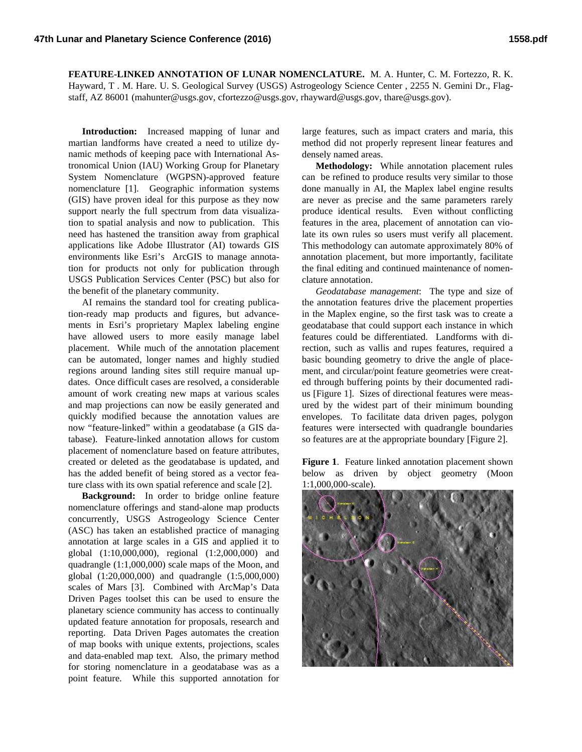**FEATURE-LINKED ANNOTATION OF LUNAR NOMENCLATURE.** M. A. Hunter, C. M. Fortezzo, R. K. Hayward, T . M. Hare. U. S. Geological Survey (USGS) Astrogeology Science Center , 2255 N. Gemini Dr., Flagstaff, AZ 86001 (mahunter@usgs.gov, cfortezzo@usgs.gov, rhayward@usgs.gov, thare@usgs.gov).

**Introduction:** Increased mapping of lunar and martian landforms have created a need to utilize dynamic methods of keeping pace with International Astronomical Union (IAU) Working Group for Planetary System Nomenclature (WGPSN)-approved feature nomenclature [1]. Geographic information systems (GIS) have proven ideal for this purpose as they now support nearly the full spectrum from data visualization to spatial analysis and now to publication. This need has hastened the transition away from graphical applications like Adobe Illustrator (AI) towards GIS environments like Esri's ArcGIS to manage annotation for products not only for publication through USGS Publication Services Center (PSC) but also for the benefit of the planetary community.

AI remains the standard tool for creating publication-ready map products and figures, but advancements in Esri's proprietary Maplex labeling engine have allowed users to more easily manage label placement. While much of the annotation placement can be automated, longer names and highly studied regions around landing sites still require manual updates. Once difficult cases are resolved, a considerable amount of work creating new maps at various scales and map projections can now be easily generated and quickly modified because the annotation values are now "feature-linked" within a geodatabase (a GIS database). Feature-linked annotation allows for custom placement of nomenclature based on feature attributes, created or deleted as the geodatabase is updated, and has the added benefit of being stored as a vector feature class with its own spatial reference and scale [2].

**Background:** In order to bridge online feature nomenclature offerings and stand-alone map products concurrently, USGS Astrogeology Science Center (ASC) has taken an established practice of managing annotation at large scales in a GIS and applied it to global (1:10,000,000), regional (1:2,000,000) and quadrangle (1:1,000,000) scale maps of the Moon, and global (1:20,000,000) and quadrangle (1:5,000,000) scales of Mars [3]. Combined with ArcMap's Data Driven Pages toolset this can be used to ensure the planetary science community has access to continually updated feature annotation for proposals, research and reporting. Data Driven Pages automates the creation of map books with unique extents, projections, scales and data-enabled map text. Also, the primary method for storing nomenclature in a geodatabase was as a point feature. While this supported annotation for large features, such as impact craters and maria, this method did not properly represent linear features and densely named areas.

**Methodology:** While annotation placement rules can be refined to produce results very similar to those done manually in AI, the Maplex label engine results are never as precise and the same parameters rarely produce identical results. Even without conflicting features in the area, placement of annotation can violate its own rules so users must verify all placement. This methodology can automate approximately 80% of annotation placement, but more importantly, facilitate the final editing and continued maintenance of nomenclature annotation.

*Geodatabase management*: The type and size of the annotation features drive the placement properties in the Maplex engine, so the first task was to create a geodatabase that could support each instance in which features could be differentiated. Landforms with direction, such as vallis and rupes features, required a basic bounding geometry to drive the angle of placement, and circular/point feature geometries were created through buffering points by their documented radius [Figure 1]. Sizes of directional features were measured by the widest part of their minimum bounding envelopes. To facilitate data driven pages, polygon features were intersected with quadrangle boundaries so features are at the appropriate boundary [Figure 2].

**Figure 1**. Feature linked annotation placement shown below as driven by object geometry (Moon 1:1,000,000-scale).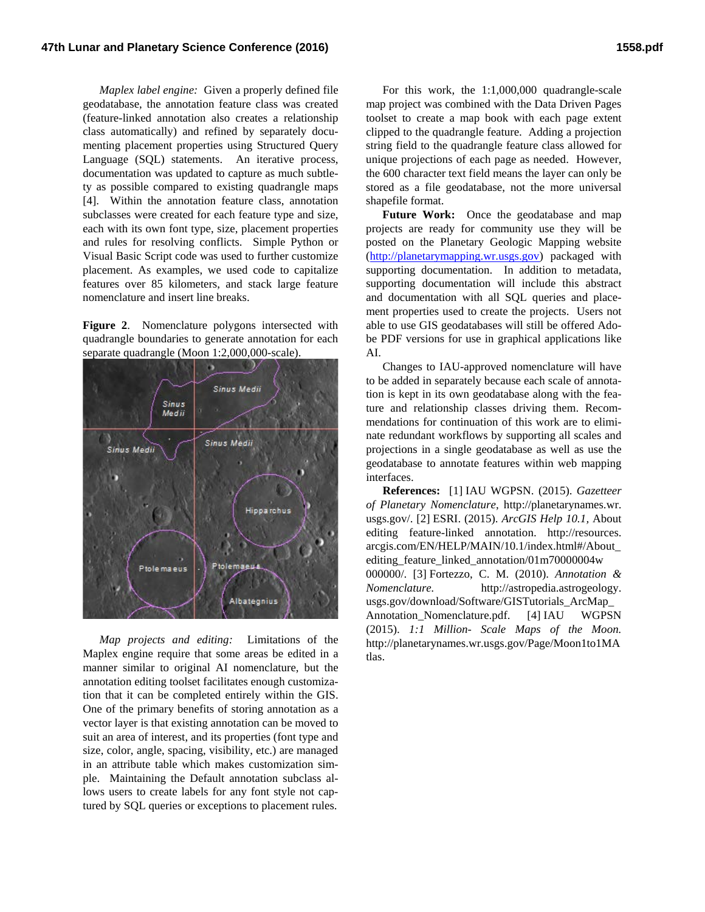*Maplex label engine:* Given a properly defined file geodatabase, the annotation feature class was created (feature-linked annotation also creates a relationship class automatically) and refined by separately documenting placement properties using Structured Query Language (SQL) statements. An iterative process, documentation was updated to capture as much subtlety as possible compared to existing quadrangle maps [4]. Within the annotation feature class, annotation subclasses were created for each feature type and size, each with its own font type, size, placement properties and rules for resolving conflicts. Simple Python or Visual Basic Script code was used to further customize placement. As examples, we used code to capitalize features over 85 kilometers, and stack large feature nomenclature and insert line breaks.

**Figure 2**. Nomenclature polygons intersected with quadrangle boundaries to generate annotation for each separate quadrangle (Moon 1:2,000,000-scale).

Sinus Medii
Sinus Medii
Sinus Medii
Sinus Medii
Hipparchus
Ptolemaeus
Ptolemaeus
Albategnius

*Map projects and editing:* Limitations of the Maplex engine require that some areas be edited in a manner similar to original AI nomenclature, but the annotation editing toolset facilitates enough customization that it can be completed entirely within the GIS. One of the primary benefits of storing annotation as a vector layer is that existing annotation can be moved to suit an area of interest, and its properties (font type and size, color, angle, spacing, visibility, etc.) are managed in an attribute table which makes customization simple. Maintaining the Default annotation subclass allows users to create labels for any font style not captured by SQL queries or exceptions to placement rules.

For this work, the 1:1,000,000 quadrangle-scale map project was combined with the Data Driven Pages toolset to create a map book with each page extent clipped to the quadrangle feature. Adding a projection string field to the quadrangle feature class allowed for unique projections of each page as needed. However, the 600 character text field means the layer can only be stored as a file geodatabase, not the more universal shapefile format.

**Future Work:** Once the geodatabase and map projects are ready for community use they will be posted on the Planetary Geologic Mapping website (http://planetarymapping.wr.usgs.gov) packaged with supporting documentation. In addition to metadata, supporting documentation will include this abstract and documentation with all SQL queries and placement properties used to create the projects. Users not able to use GIS geodatabases will still be offered Adobe PDF versions for use in graphical applications like AI.

Changes to IAU-approved nomenclature will have to be added in separately because each scale of annotation is kept in its own geodatabase along with the feature and relationship classes driving them. Recommendations for continuation of this work are to eliminate redundant workflows by supporting all scales and projections in a single geodatabase as well as use the geodatabase to annotate features within web mapping interfaces.

**References:** [1] IAU WGPSN. (2015). *Gazetteer of Planetary Nomenclature*, http://planetarynames.wr.usgs.gov/. [2] ESRI. (2015). *ArcGIS Help 10.1*, About editing feature-linked annotation. http://resources.arcgis.com/EN/HELP/MAIN/10.1/index.html#/About_editing_feature_linked_annotation/01m70000004w000000/. [3] Fortezzo, C. M. (2010). *Annotation & Nomenclature.* http://astropedia.astrogeology.usgs.gov/download/Software/GISTutorials_ArcMap_Annotation_Nomenclature.pdf. [4] IAU WGPSN (2015). *1:1 Million- Scale Maps of the Moon.* http://planetarynames.wr.usgs.gov/Page/Moon1to1MAtlas.